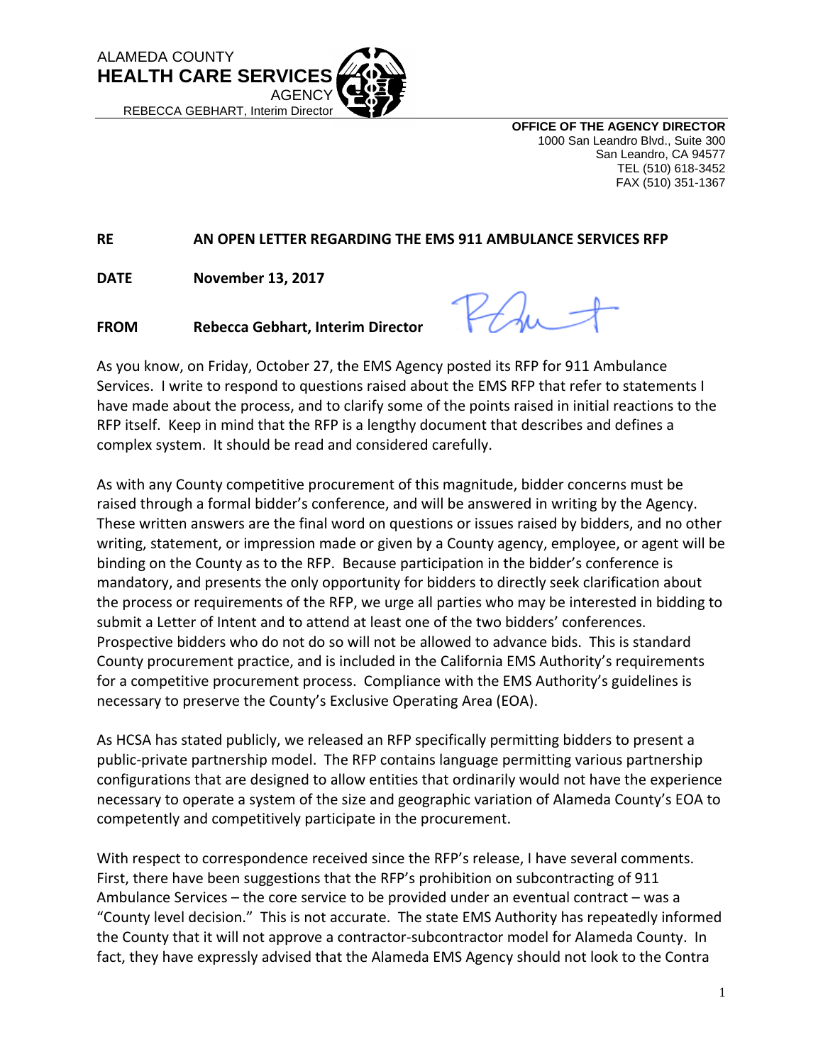ALAMEDA COUNTY
**HEALTH CARE SERVICES**
AGENCY
REBECCA GEBHART, Interim Director

**OFFICE OF THE AGENCY DIRECTOR**
1000 San Leandro Blvd., Suite 300
San Leandro, CA 94577
TEL (510) 618-3452
FAX (510) 351-1367

**RE** **AN OPEN LETTER REGARDING THE EMS 911 AMBULANCE SERVICES RFP**

**DATE** **November 13, 2017**

**FROM** **Rebecca Gebhart, Interim Director**

As you know, on Friday, October 27, the EMS Agency posted its RFP for 911 Ambulance Services. I write to respond to questions raised about the EMS RFP that refer to statements I have made about the process, and to clarify some of the points raised in initial reactions to the RFP itself. Keep in mind that the RFP is a lengthy document that describes and defines a complex system. It should be read and considered carefully.

As with any County competitive procurement of this magnitude, bidder concerns must be raised through a formal bidder's conference, and will be answered in writing by the Agency. These written answers are the final word on questions or issues raised by bidders, and no other writing, statement, or impression made or given by a County agency, employee, or agent will be binding on the County as to the RFP. Because participation in the bidder's conference is mandatory, and presents the only opportunity for bidders to directly seek clarification about the process or requirements of the RFP, we urge all parties who may be interested in bidding to submit a Letter of Intent and to attend at least one of the two bidders' conferences. Prospective bidders who do not do so will not be allowed to advance bids. This is standard County procurement practice, and is included in the California EMS Authority's requirements for a competitive procurement process. Compliance with the EMS Authority's guidelines is necessary to preserve the County's Exclusive Operating Area (EOA).

As HCSA has stated publicly, we released an RFP specifically permitting bidders to present a public-private partnership model. The RFP contains language permitting various partnership configurations that are designed to allow entities that ordinarily would not have the experience necessary to operate a system of the size and geographic variation of Alameda County's EOA to competently and competitively participate in the procurement.

With respect to correspondence received since the RFP's release, I have several comments. First, there have been suggestions that the RFP's prohibition on subcontracting of 911 Ambulance Services – the core service to be provided under an eventual contract – was a "County level decision." This is not accurate. The state EMS Authority has repeatedly informed the County that it will not approve a contractor-subcontractor model for Alameda County. In fact, they have expressly advised that the Alameda EMS Agency should not look to the Contra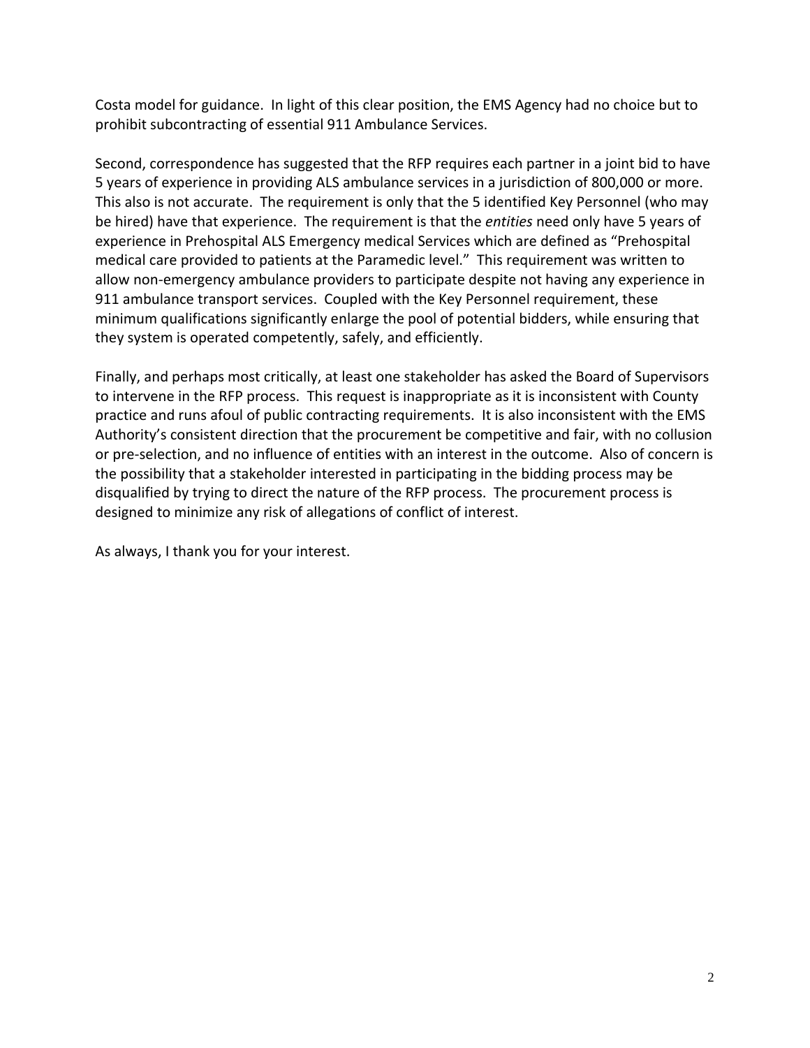Costa model for guidance. In light of this clear position, the EMS Agency had no choice but to prohibit subcontracting of essential 911 Ambulance Services.

Second, correspondence has suggested that the RFP requires each partner in a joint bid to have 5 years of experience in providing ALS ambulance services in a jurisdiction of 800,000 or more. This also is not accurate. The requirement is only that the 5 identified Key Personnel (who may be hired) have that experience. The requirement is that the *entities* need only have 5 years of experience in Prehospital ALS Emergency medical Services which are defined as "Prehospital medical care provided to patients at the Paramedic level." This requirement was written to allow non-emergency ambulance providers to participate despite not having any experience in 911 ambulance transport services. Coupled with the Key Personnel requirement, these minimum qualifications significantly enlarge the pool of potential bidders, while ensuring that they system is operated competently, safely, and efficiently.

Finally, and perhaps most critically, at least one stakeholder has asked the Board of Supervisors to intervene in the RFP process. This request is inappropriate as it is inconsistent with County practice and runs afoul of public contracting requirements. It is also inconsistent with the EMS Authority's consistent direction that the procurement be competitive and fair, with no collusion or pre-selection, and no influence of entities with an interest in the outcome. Also of concern is the possibility that a stakeholder interested in participating in the bidding process may be disqualified by trying to direct the nature of the RFP process. The procurement process is designed to minimize any risk of allegations of conflict of interest.

As always, I thank you for your interest.